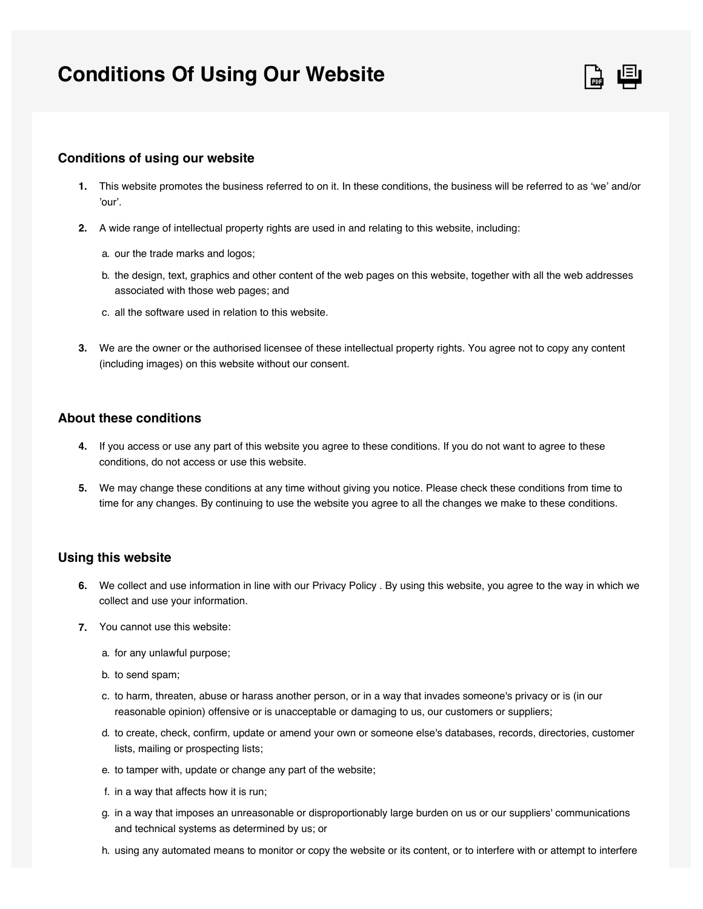# Conditions Of Using Our Website

## Conditions of using our website

1. This website promotes the business referred to on it. In these conditions, the business will be referred to as ‘we’ and/or ’our’.

2. A wide range of intellectual property rights are used in and relating to this website, including:

   a. our the trade marks and logos;

   b. the design, text, graphics and other content of the web pages on this website, together with all the web addresses associated with those web pages; and

   c. all the software used in relation to this website.

3. We are the owner or the authorised licensee of these intellectual property rights. You agree not to copy any content (including images) on this website without our consent.

## About these conditions

4. If you access or use any part of this website you agree to these conditions. If you do not want to agree to these conditions, do not access or use this website.

5. We may change these conditions at any time without giving you notice. Please check these conditions from time to time for any changes. By continuing to use the website you agree to all the changes we make to these conditions.

## Using this website

6. We collect and use information in line with our Privacy Policy . By using this website, you agree to the way in which we collect and use your information.

7. You cannot use this website:

   a. for any unlawful purpose;

   b. to send spam;

   c. to harm, threaten, abuse or harass another person, or in a way that invades someone's privacy or is (in our reasonable opinion) offensive or is unacceptable or damaging to us, our customers or suppliers;

   d. to create, check, confirm, update or amend your own or someone else's databases, records, directories, customer lists, mailing or prospecting lists;

   e. to tamper with, update or change any part of the website;

   f. in a way that affects how it is run;

   g. in a way that imposes an unreasonable or disproportionably large burden on us or our suppliers' communications and technical systems as determined by us; or

   h. using any automated means to monitor or copy the website or its content, or to interfere with or attempt to interfere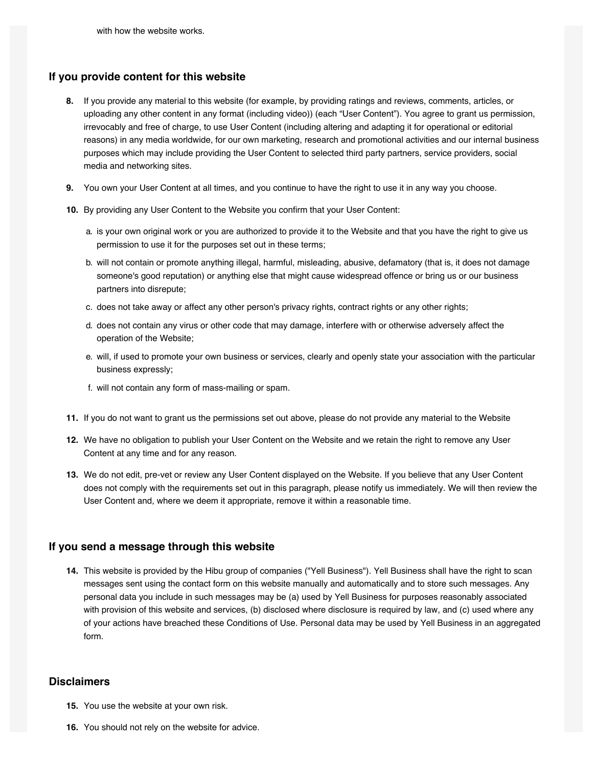with how the website works.

## If you provide content for this website

8. If you provide any material to this website (for example, by providing ratings and reviews, comments, articles, or uploading any other content in any format (including video)) (each "User Content"). You agree to grant us permission, irrevocably and free of charge, to use User Content (including altering and adapting it for operational or editorial reasons) in any media worldwide, for our own marketing, research and promotional activities and our internal business purposes which may include providing the User Content to selected third party partners, service providers, social media and networking sites.
9. You own your User Content at all times, and you continue to have the right to use it in any way you choose.
10. By providing any User Content to the Website you confirm that your User Content:
    a. is your own original work or you are authorized to provide it to the Website and that you have the right to give us permission to use it for the purposes set out in these terms;
    b. will not contain or promote anything illegal, harmful, misleading, abusive, defamatory (that is, it does not damage someone's good reputation) or anything else that might cause widespread offence or bring us or our business partners into disrepute;
    c. does not take away or affect any other person's privacy rights, contract rights or any other rights;
    d. does not contain any virus or other code that may damage, interfere with or otherwise adversely affect the operation of the Website;
    e. will, if used to promote your own business or services, clearly and openly state your association with the particular business expressly;
    f. will not contain any form of mass-mailing or spam.
11. If you do not want to grant us the permissions set out above, please do not provide any material to the Website
12. We have no obligation to publish your User Content on the Website and we retain the right to remove any User Content at any time and for any reason.
13. We do not edit, pre-vet or review any User Content displayed on the Website. If you believe that any User Content does not comply with the requirements set out in this paragraph, please notify us immediately. We will then review the User Content and, where we deem it appropriate, remove it within a reasonable time.

## If you send a message through this website

14. This website is provided by the Hibu group of companies ("Yell Business"). Yell Business shall have the right to scan messages sent using the contact form on this website manually and automatically and to store such messages. Any personal data you include in such messages may be (a) used by Yell Business for purposes reasonably associated with provision of this website and services, (b) disclosed where disclosure is required by law, and (c) used where any of your actions have breached these Conditions of Use. Personal data may be used by Yell Business in an aggregated form.

## Disclaimers

15. You use the website at your own risk.
16. You should not rely on the website for advice.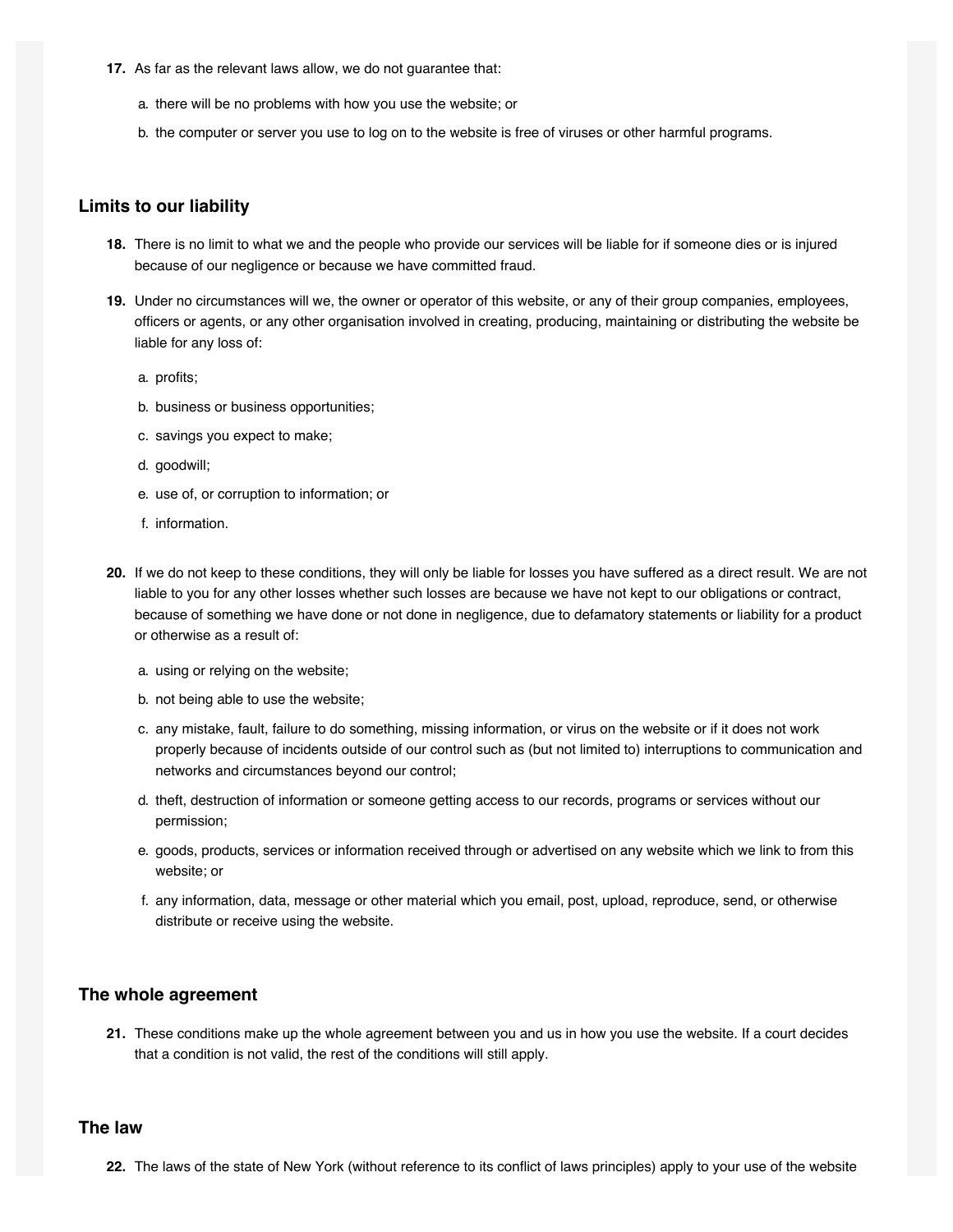17. As far as the relevant laws allow, we do not guarantee that:

    a. there will be no problems with how you use the website; or

    b. the computer or server you use to log on to the website is free of viruses or other harmful programs.

## Limits to our liability

18. There is no limit to what we and the people who provide our services will be liable for if someone dies or is injured because of our negligence or because we have committed fraud.

19. Under no circumstances will we, the owner or operator of this website, or any of their group companies, employees, officers or agents, or any other organisation involved in creating, producing, maintaining or distributing the website be liable for any loss of:

    a. profits;

    b. business or business opportunities;

    c. savings you expect to make;

    d. goodwill;

    e. use of, or corruption to information; or

    f. information.

20. If we do not keep to these conditions, they will only be liable for losses you have suffered as a direct result. We are not liable to you for any other losses whether such losses are because we have not kept to our obligations or contract, because of something we have done or not done in negligence, due to defamatory statements or liability for a product or otherwise as a result of:

    a. using or relying on the website;

    b. not being able to use the website;

    c. any mistake, fault, failure to do something, missing information, or virus on the website or if it does not work properly because of incidents outside of our control such as (but not limited to) interruptions to communication and networks and circumstances beyond our control;

    d. theft, destruction of information or someone getting access to our records, programs or services without our permission;

    e. goods, products, services or information received through or advertised on any website which we link to from this website; or

    f. any information, data, message or other material which you email, post, upload, reproduce, send, or otherwise distribute or receive using the website.

## The whole agreement

21. These conditions make up the whole agreement between you and us in how you use the website. If a court decides that a condition is not valid, the rest of the conditions will still apply.

## The law

22. The laws of the state of New York (without reference to its conflict of laws principles) apply to your use of the website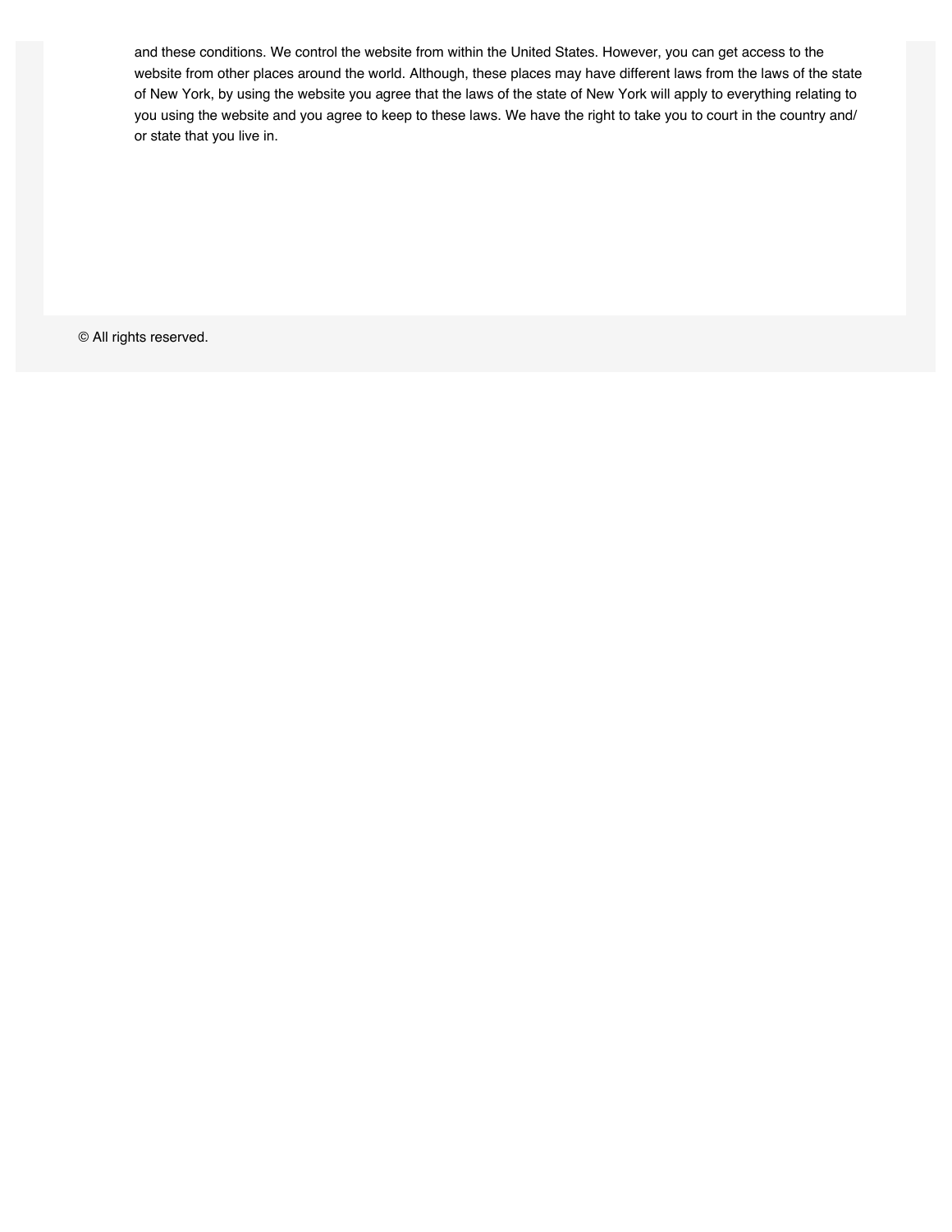and these conditions. We control the website from within the United States. However, you can get access to the website from other places around the world. Although, these places may have different laws from the laws of the state of New York, by using the website you agree that the laws of the state of New York will apply to everything relating to you using the website and you agree to keep to these laws. We have the right to take you to court in the country and/ or state that you live in.

© All rights reserved.